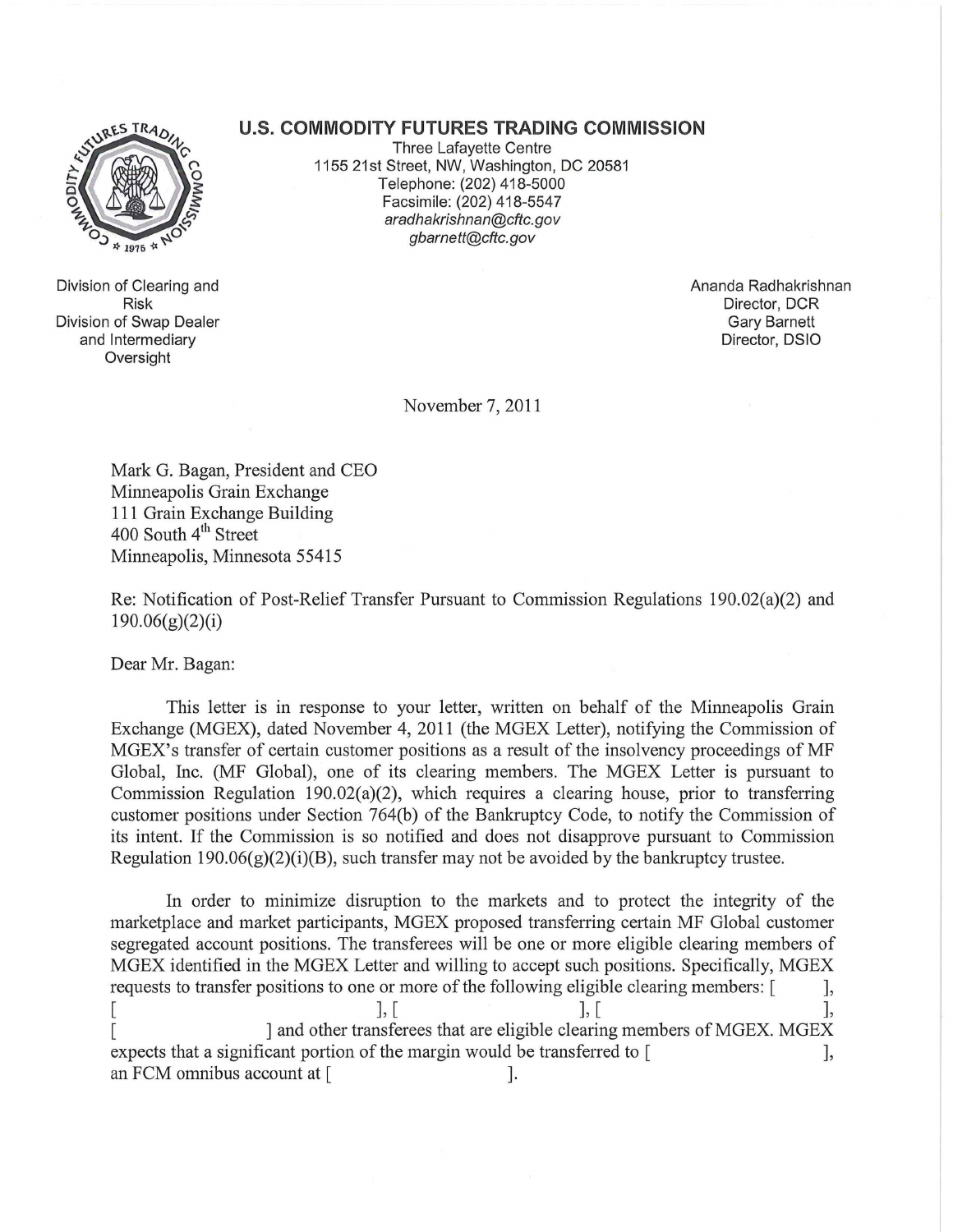**U.S. COMMODITY FUTURES TRADING COMMISSION**
Three Lafayette Centre
1155 21st Street, NW, Washington, DC 20581
Telephone: (202) 418-5000
Facsimile: (202) 418-5547
*aradhakrishnan@cftc.gov*
*gbarnett@cftc.gov*

Division of Clearing and Risk
Division of Swap Dealer and Intermediary Oversight

Ananda Radhakrishnan
Director, DCR
Gary Barnett
Director, DSIO

November 7, 2011

Mark G. Bagan, President and CEO
Minneapolis Grain Exchange
111 Grain Exchange Building
400 South 4th Street
Minneapolis, Minnesota 55415

Re: Notification of Post-Relief Transfer Pursuant to Commission Regulations 190.02(a)(2) and 190.06(g)(2)(i)

Dear Mr. Bagan:

This letter is in response to your letter, written on behalf of the Minneapolis Grain Exchange (MGEX), dated November 4, 2011 (the MGEX Letter), notifying the Commission of MGEX's transfer of certain customer positions as a result of the insolvency proceedings of MF Global, Inc. (MF Global), one of its clearing members. The MGEX Letter is pursuant to Commission Regulation 190.02(a)(2), which requires a clearing house, prior to transferring customer positions under Section 764(b) of the Bankruptcy Code, to notify the Commission of its intent. If the Commission is so notified and does not disapprove pursuant to Commission Regulation 190.06(g)(2)(i)(B), such transfer may not be avoided by the bankruptcy trustee.

In order to minimize disruption to the markets and to protect the integrity of the marketplace and market participants, MGEX proposed transferring certain MF Global customer segregated account positions. The transferees will be one or more eligible clearing members of MGEX identified in the MGEX Letter and willing to accept such positions. Specifically, MGEX requests to transfer positions to one or more of the following eligible clearing members: [ ], [ ], [ ], [ ], [ ] and other transferees that are eligible clearing members of MGEX. MGEX expects that a significant portion of the margin would be transferred to [ ], an FCM omnibus account at [ ].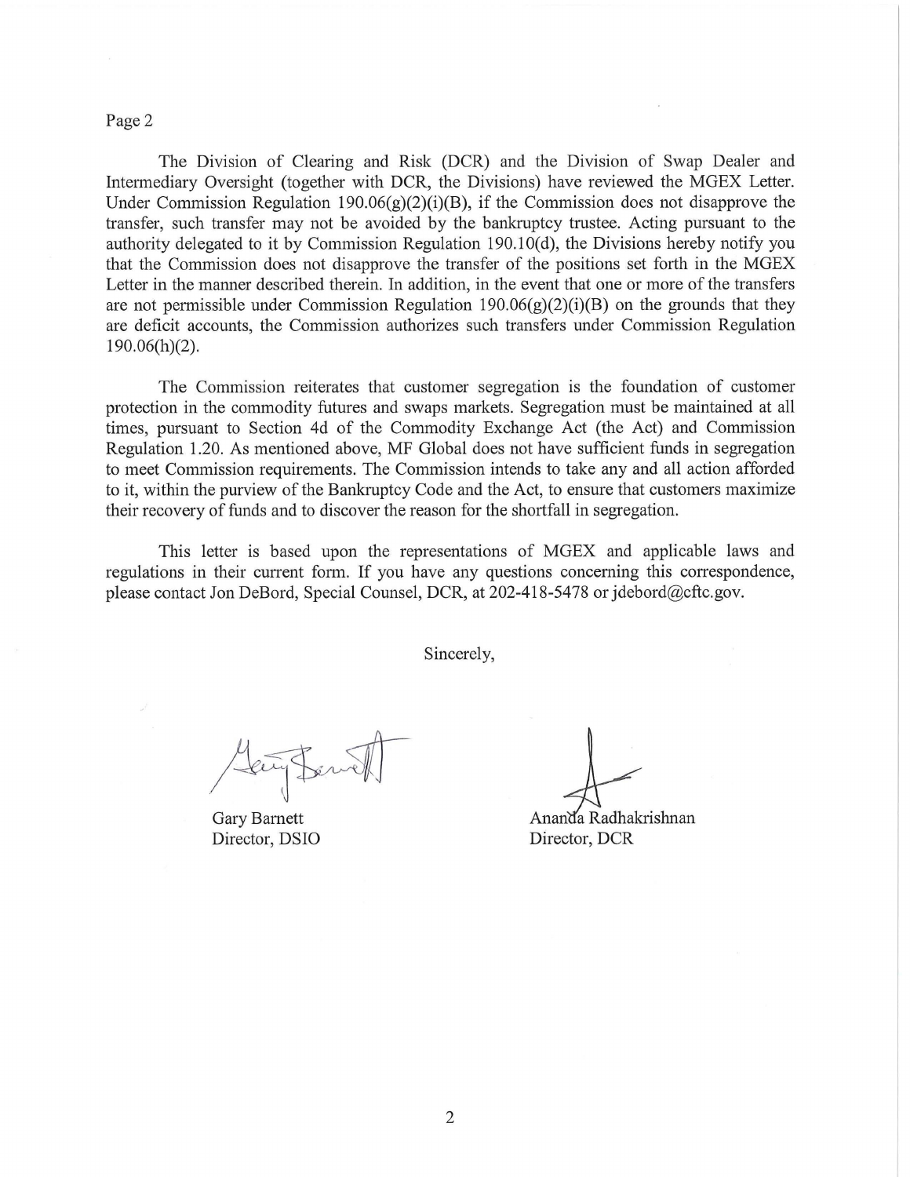The Division of Clearing and Risk (DCR) and the Division of Swap Dealer and Intermediary Oversight (together with DCR, the Divisions) have reviewed the MGEX Letter. Under Commission Regulation 190.06(g)(2)(i)(B), if the Commission does not disapprove the transfer, such transfer may not be avoided by the bankruptcy trustee. Acting pursuant to the authority delegated to it by Commission Regulation 190.10(d), the Divisions hereby notify you that the Commission does not disapprove the transfer of the positions set forth in the MGEX Letter in the manner described therein. In addition, in the event that one or more of the transfers are not permissible under Commission Regulation 190.06(g)(2)(i)(B) on the grounds that they are deficit accounts, the Commission authorizes such transfers under Commission Regulation 190.06(h)(2).

The Commission reiterates that customer segregation is the foundation of customer protection in the commodity futures and swaps markets. Segregation must be maintained at all times, pursuant to Section 4d of the Commodity Exchange Act (the Act) and Commission Regulation 1.20. As mentioned above, MF Global does not have sufficient funds in segregation to meet Commission requirements. The Commission intends to take any and all action afforded to it, within the purview of the Bankruptcy Code and the Act, to ensure that customers maximize their recovery of funds and to discover the reason for the shortfall in segregation.

This letter is based upon the representations of MGEX and applicable laws and regulations in their current form. If you have any questions concerning this correspondence, please contact Jon DeBord, Special Counsel, DCR, at 202-418-5478 or jdebord@cftc.gov.

Sincerely,

Gary Barnett
Director, DSIO

Ananda Radhakrishnan
Director, DCR